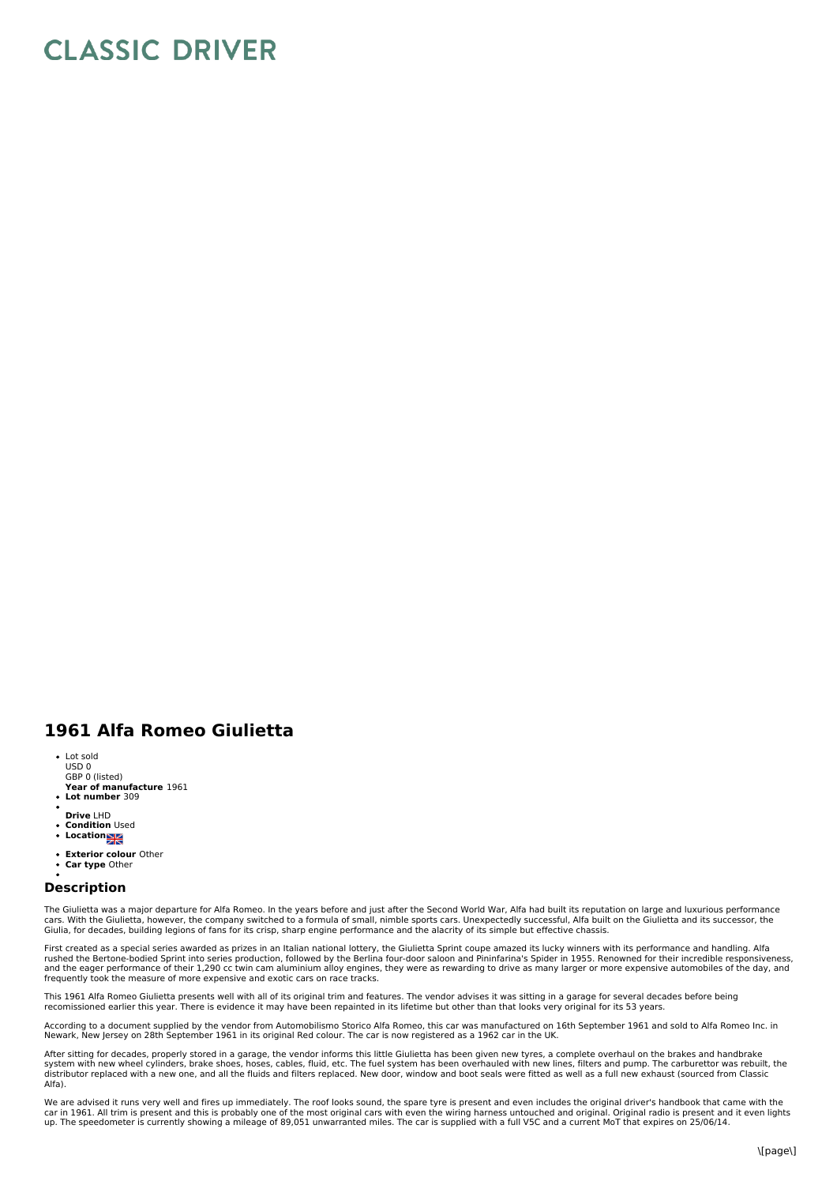# CLASSIC DRIVER

## 1961 Alfa Romeo Giulietta

- Lot sold
  USD 0
  GBP 0 (listed)
  **Year of manufacture** 1961
- **Lot number** 309
-
  **Drive** LHD
- **Condition** Used
- **Location**
- **Exterior colour** Other
- **Car type** Other
-

### Description

The Giulietta was a major departure for Alfa Romeo. In the years before and just after the Second World War, Alfa had built its reputation on large and luxurious performance cars. With the Giulietta, however, the company switched to a formula of small, nimble sports cars. Unexpectedly successful, Alfa built on the Giulietta and its successor, the Giulia, for decades, building legions of fans for its crisp, sharp engine performance and the alacrity of its simple but effective chassis.

First created as a special series awarded as prizes in an Italian national lottery, the Giulietta Sprint coupe amazed its lucky winners with its performance and handling. Alfa rushed the Bertone-bodied Sprint into series production, followed by the Berlina four-door saloon and Pininfarina's Spider in 1955. Renowned for their incredible responsiveness, and the eager performance of their 1,290 cc twin cam aluminium alloy engines, they were as rewarding to drive as many larger or more expensive automobiles of the day, and frequently took the measure of more expensive and exotic cars on race tracks.

This 1961 Alfa Romeo Giulietta presents well with all of its original trim and features. The vendor advises it was sitting in a garage for several decades before being recomissioned earlier this year. There is evidence it may have been repainted in its lifetime but other than that looks very original for its 53 years.

According to a document supplied by the vendor from Automobilismo Storico Alfa Romeo, this car was manufactured on 16th September 1961 and sold to Alfa Romeo Inc. in Newark, New Jersey on 28th September 1961 in its original Red colour. The car is now registered as a 1962 car in the UK.

After sitting for decades, properly stored in a garage, the vendor informs this little Giulietta has been given new tyres, a complete overhaul on the brakes and handbrake system with new wheel cylinders, brake shoes, hoses, cables, fluid, etc. The fuel system has been overhauled with new lines, filters and pump. The carburettor was rebuilt, the distributor replaced with a new one, and all the fluids and filters replaced. New door, window and boot seals were fitted as well as a full new exhaust (sourced from Classic Alfa).

We are advised it runs very well and fires up immediately. The roof looks sound, the spare tyre is present and even includes the original driver's handbook that came with the car in 1961. All trim is present and this is probably one of the most original cars with even the wiring harness untouched and original. Original radio is present and it even lights up. The speedometer is currently showing a mileage of 89,051 unwarranted miles. The car is supplied with a full V5C and a current MoT that expires on 25/06/14.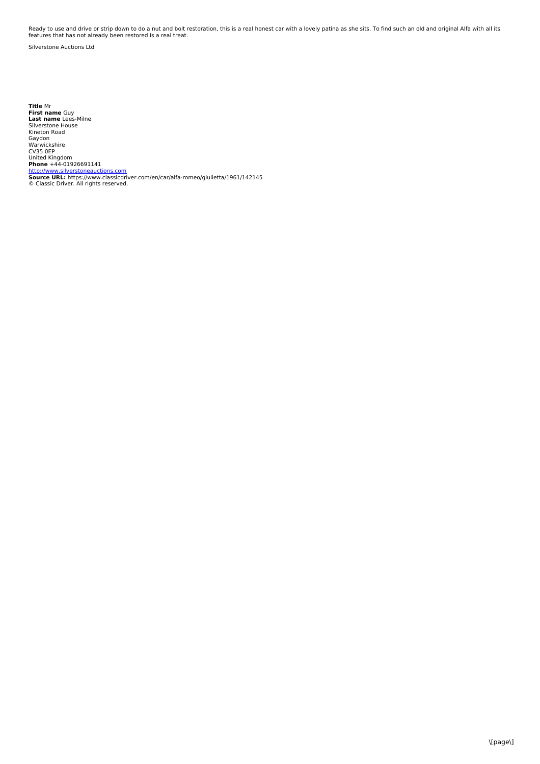Ready to use and drive or strip down to do a nut and bolt restoration, this is a real honest car with a lovely patina as she sits. To find such an old and original Alfa with all its features that has not already been restored is a real treat.

Silverstone Auctions Ltd

**Title** Mr
**First name** Guy
**Last name** Lees-Milne
Silverstone House
Kineton Road
Gaydon
Warwickshire
CV35 0EP
United Kingdom
**Phone** +44-01926691141
http://www.silverstoneauctions.com
**Source URL:** https://www.classicdriver.com/en/car/alfa-romeo/giulietta/1961/142145
© Classic Driver. All rights reserved.